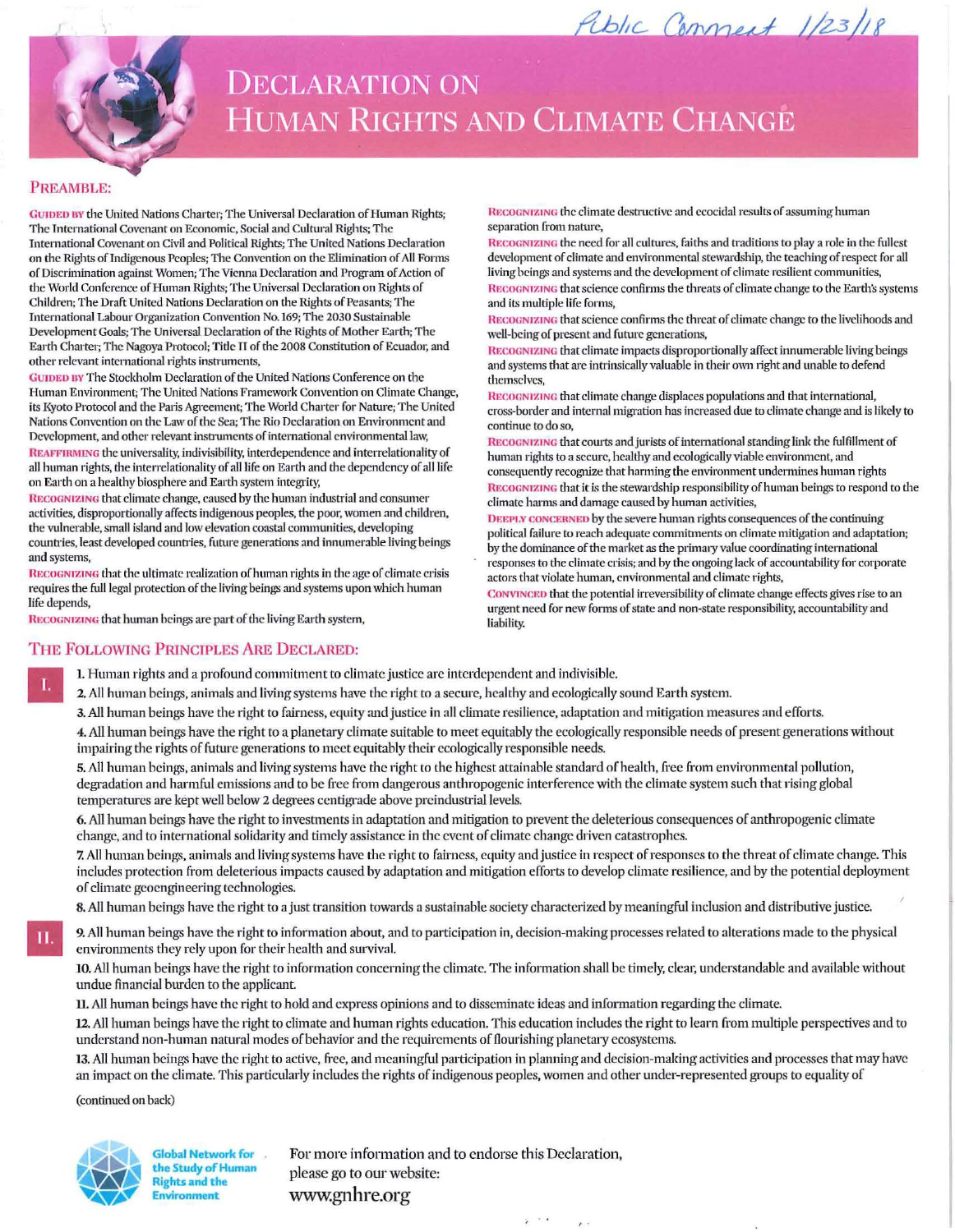Public Comment 1/23/18

# DECLARATION ON HUMAN RIGHTS AND CLIMATE CHANGE

## PREAMBLE:

**GUIDED BY** the United Nations Charter; The Universal Declaration of Human Rights; The International Covenant on Economic, Social and Cultural Rights; The International Covenant on Civil and Political Rights; The United Nations Declaration on the Rights of Indigenous Peoples; The Convention on the Elimination of All Forms of Discrimination against Women; The Vienna Declaration and Program of Action of the World Conference of Human Rights; The Universal Declaration on Rights of Children; The Draft United Nations Declaration on the Rights of Peasants; The International Labour Organization Convention No. 169; The 2030 Sustainable Development Goals; The Universal Declaration of the Rights of Mother Earth; The Earth Charter; The Nagoya Protocol; Title II of the 2008 Constitution of Ecuador, and other relevant international rights instruments,

**GUIDED BY** The Stockholm Declaration of the United Nations Conference on the Human Environment; The United Nations Framework Convention on Climate Change, its Kyoto Protocol and the Paris Agreement; The World Charter for Nature; The United Nations Convention on the Law of the Sea; The Rio Declaration on Environment and Development, and other relevant instruments of international environmental law,

**REAFFIRMING** the universality, indivisibility, interdependence and interrelationality of all human rights, the interrelationality of all life on Earth and the dependency of all life on Earth on a healthy biosphere and Earth system integrity,

**RECOGNIZING** that climate change, caused by the human industrial and consumer activities, disproportionally affects indigenous peoples, the poor, women and children, the vulnerable, small island and low elevation coastal communities, developing countries, least developed countries, future generations and innumerable living beings and systems,

**RECOGNIZING** that the ultimate realization of human rights in the age of climate crisis requires the full legal protection of the living beings and systems upon which human life depends,

**RECOGNIZING** that human beings are part of the living Earth system,

**RECOGNIZING** the climate destructive and ecocidal results of assuming human separation from nature,

**RECOGNIZING** the need for all cultures, faiths and traditions to play a role in the fullest development of climate and environmental stewardship, the teaching of respect for all living beings and systems and the development of climate resilient communities,

**RECOGNIZING** that science confirms the threats of climate change to the Earth's systems and its multiple life forms,

**RECOGNIZING** that science confirms the threat of climate change to the livelihoods and well-being of present and future generations,

**RECOGNIZING** that climate impacts disproportionally affect innumerable living beings and systems that are intrinsically valuable in their own right and unable to defend themselves,

**RECOGNIZING** that climate change displaces populations and that international, cross-border and internal migration has increased due to climate change and is likely to continue to do so,

**RECOGNIZING** that courts and jurists of international standing link the fulfillment of human rights to a secure, healthy and ecologically viable environment, and consequently recognize that harming the environment undermines human rights

**RECOGNIZING** that it is the stewardship responsibility of human beings to respond to the climate harms and damage caused by human activities,

**DEEPLY CONCERNED** by the severe human rights consequences of the continuing political failure to reach adequate commitments on climate mitigation and adaptation; by the dominance of the market as the primary value coordinating international responses to the climate crisis; and by the ongoing lack of accountability for corporate actors that violate human, environmental and climate rights,

**CONVINCED** that the potential irreversibility of climate change effects gives rise to an urgent need for new forms of state and non-state responsibility, accountability and liability.

## THE FOLLOWING PRINCIPLES ARE DECLARED:

### I.

1. Human rights and a profound commitment to climate justice are interdependent and indivisible.
2. All human beings, animals and living systems have the right to a secure, healthy and ecologically sound Earth system.
3. All human beings have the right to fairness, equity and justice in all climate resilience, adaptation and mitigation measures and efforts.
4. All human beings have the right to a planetary climate suitable to meet equitably the ecologically responsible needs of present generations without impairing the rights of future generations to meet equitably their ecologically responsible needs.
5. All human beings, animals and living systems have the right to the highest attainable standard of health, free from environmental pollution, degradation and harmful emissions and to be free from dangerous anthropogenic interference with the climate system such that rising global temperatures are kept well below 2 degrees centigrade above preindustrial levels.
6. All human beings have the right to investments in adaptation and mitigation to prevent the deleterious consequences of anthropogenic climate change, and to international solidarity and timely assistance in the event of climate change driven catastrophes.
7. All human beings, animals and living systems have the right to fairness, equity and justice in respect of responses to the threat of climate change. This includes protection from deleterious impacts caused by adaptation and mitigation efforts to develop climate resilience, and by the potential deployment of climate geoengineering technologies.
8. All human beings have the right to a just transition towards a sustainable society characterized by meaningful inclusion and distributive justice.

### II.

9. All human beings have the right to information about, and to participation in, decision-making processes related to alterations made to the physical environments they rely upon for their health and survival.
10. All human beings have the right to information concerning the climate. The information shall be timely, clear, understandable and available without undue financial burden to the applicant.
11. All human beings have the right to hold and express opinions and to disseminate ideas and information regarding the climate.
12. All human beings have the right to climate and human rights education. This education includes the right to learn from multiple perspectives and to understand non-human natural modes of behavior and the requirements of flourishing planetary ecosystems.
13. All human beings have the right to active, free, and meaningful participation in planning and decision-making activities and processes that may have an impact on the climate. This particularly includes the rights of indigenous peoples, women and other under-represented groups to equality of

(continued on back)

Global Network for the Study of Human Rights and the Environment

For more information and to endorse this Declaration, please go to our website: www.gnhre.org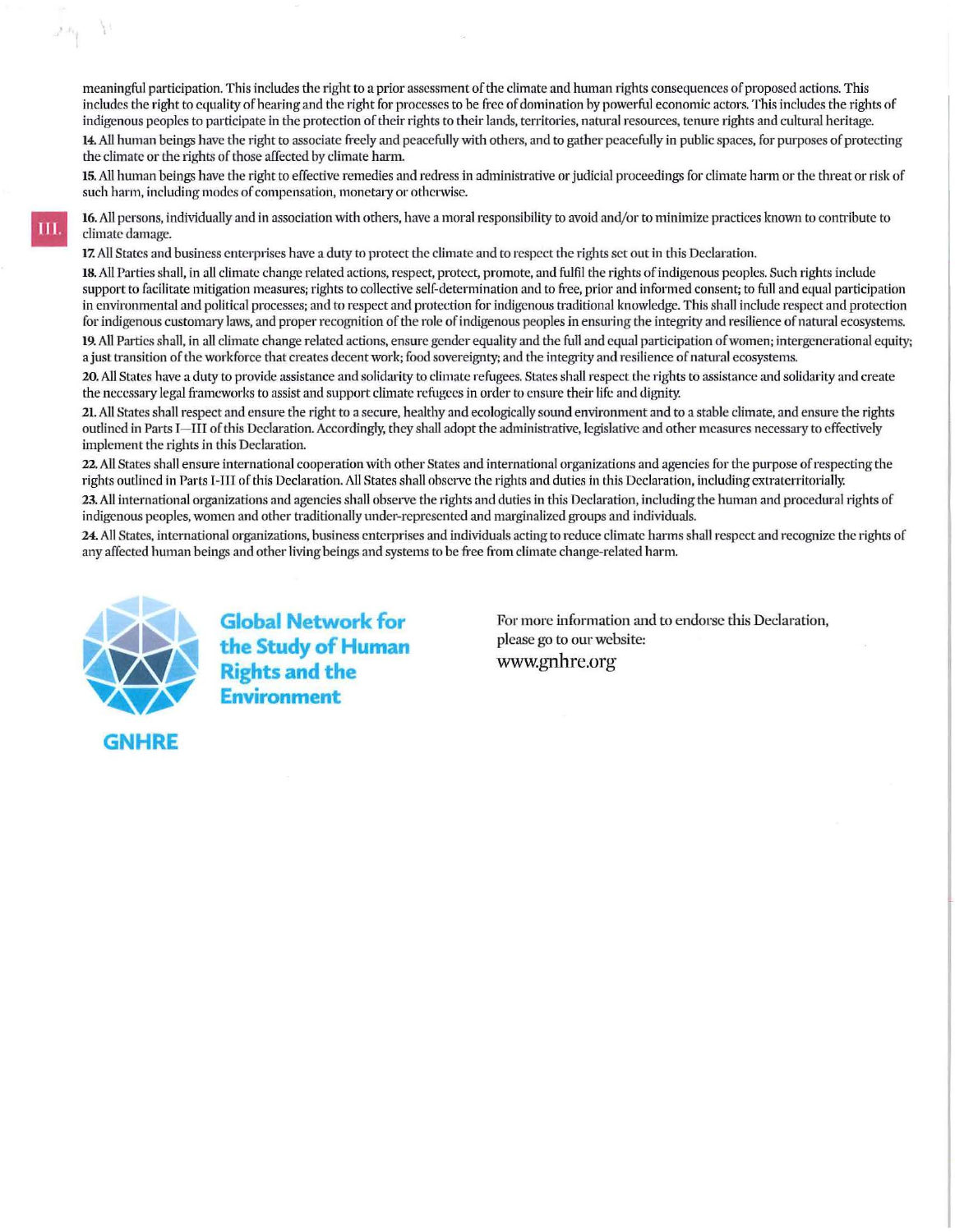meaningful participation. This includes the right to a prior assessment of the climate and human rights consequences of proposed actions. This includes the right to equality of hearing and the right for processes to be free of domination by powerful economic actors. This includes the rights of indigenous peoples to participate in the protection of their rights to their lands, territories, natural resources, tenure rights and cultural heritage.

**14.** All human beings have the right to associate freely and peacefully with others, and to gather peacefully in public spaces, for purposes of protecting the climate or the rights of those affected by climate harm.

**15.** All human beings have the right to effective remedies and redress in administrative or judicial proceedings for climate harm or the threat or risk of such harm, including modes of compensation, monetary or otherwise.

## III.

**16.** All persons, individually and in association with others, have a moral responsibility to avoid and/or to minimize practices known to contribute to climate damage.

**17.** All States and business enterprises have a duty to protect the climate and to respect the rights set out in this Declaration.

**18.** All Parties shall, in all climate change related actions, respect, protect, promote, and fulfil the rights of indigenous peoples. Such rights include support to facilitate mitigation measures; rights to collective self-determination and to free, prior and informed consent; to full and equal participation in environmental and political processes; and to respect and protection for indigenous traditional knowledge. This shall include respect and protection for indigenous customary laws, and proper recognition of the role of indigenous peoples in ensuring the integrity and resilience of natural ecosystems.

**19.** All Parties shall, in all climate change related actions, ensure gender equality and the full and equal participation of women; intergenerational equity; a just transition of the workforce that creates decent work; food sovereignty; and the integrity and resilience of natural ecosystems.

**20.** All States have a duty to provide assistance and solidarity to climate refugees. States shall respect the rights to assistance and solidarity and create the necessary legal frameworks to assist and support climate refugees in order to ensure their life and dignity.

**21.** All States shall respect and ensure the right to a secure, healthy and ecologically sound environment and to a stable climate, and ensure the rights outlined in Parts I—III of this Declaration. Accordingly, they shall adopt the administrative, legislative and other measures necessary to effectively implement the rights in this Declaration.

**22.** All States shall ensure international cooperation with other States and international organizations and agencies for the purpose of respecting the rights outlined in Parts I-III of this Declaration. All States shall observe the rights and duties in this Declaration, including extraterritorially.

**23.** All international organizations and agencies shall observe the rights and duties in this Declaration, including the human and procedural rights of indigenous peoples, women and other traditionally under-represented and marginalized groups and individuals.

**24.** All States, international organizations, business enterprises and individuals acting to reduce climate harms shall respect and recognize the rights of any affected human beings and other living beings and systems to be free from climate change-related harm.

**Global Network for the Study of Human Rights and the Environment**

**GNHRE**

For more information and to endorse this Declaration, please go to our website:
www.gnhre.org